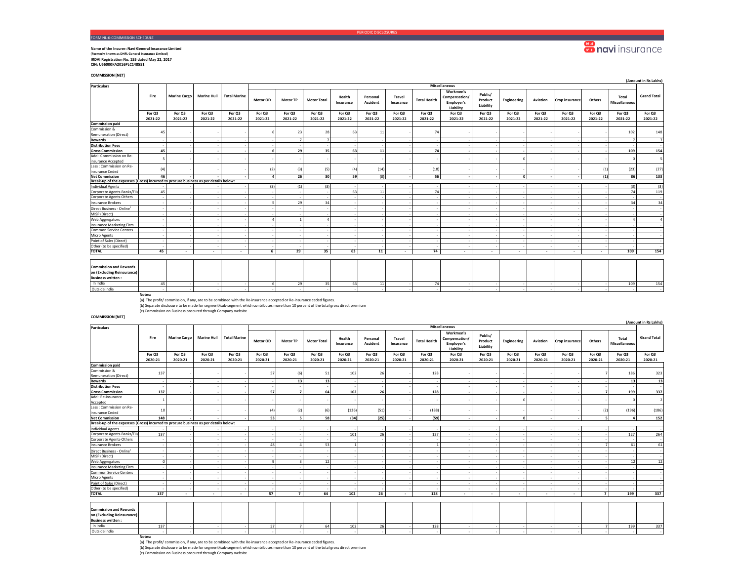PERIODIC DISCLOSURES

FORM NL-6-COMMISSION SCHEDULE

**Name of the Insurer: Navi General Insurance Limited**
**(Formerly known as DHFL General Insurance Limited)**
**IRDAI Registration No. 155 dated May 22, 2017**
**CIN: U66000KA2016PLC148551**

### COMMISSION [NET]

(Amount in Rs Lakhs)

| Particulars | Fire | Marine Cargo | Marine Hull | Total Marine | Miscellaneous | | | | | | | | | | | | | | Grand Total |
|---|---|---|---|---|---|---|---|---|---|---|---|---|---|---|---|---|---|---|---|
| | | | | | Motor OD | Motor TP | Motor Total | Health Insurance | Personal Accident | Travel Insurance | Total Health | Workmen's Compensation/ Employer's Liability | Public/ Product Liability | Engineering | Aviation | Crop insurance | Others | Total Miscellaneous | |
| | For Q3 2021-22 | For Q3 2021-22 | For Q3 2021-22 | For Q3 2021-22 | For Q3 2021-22 | For Q3 2021-22 | For Q3 2021-22 | For Q3 2021-22 | For Q3 2021-22 | For Q3 2021-22 | For Q3 2021-22 | For Q3 2021-22 | For Q3 2021-22 | For Q3 2021-22 | For Q3 2021-22 | For Q3 2021-22 | For Q3 2021-22 | For Q3 2021-22 | For Q3 2021-22 |
| **Commission paid** | | | | | | | | | | | | | | | | | | | |
| Commission & Remuneration (Direct) | 45 | - | - | - | 6 | 23 | 28 | 63 | 11 | - | 74 | - | - | - | - | - | - | 102 | 148 |
| **Rewards** | - | - | - | - | - | 7 | 7 | - | - | - | - | - | - | - | - | - | - | 7 | 7 |
| **Distribution Fees** | - | - | - | - | - | - | - | - | - | - | - | - | - | - | - | - | - | - | - |
| **Gross Commission** | 45 | - | - | - | 6 | 29 | 35 | 63 | 11 | - | 74 | - | - | - | - | - | - | 109 | 154 |
| Add : Commission on Re-insurance Accepted | 5 | - | - | - | - | - | - | - | - | - | - | - | - | 0 | - | - | - | 0 | 5 |
| Less : Commission on Re-insurance Ceded | (4) | - | - | - | (2) | (3) | (5) | (4) | (14) | - | (18) | - | - | - | - | - | (1) | (23) | (27) |
| **Net Commission** | **46** | - | - | - | **4** | **26** | **30** | **59** | **(3)** | - | **56** | - | - | **0** | - | - | **(1)** | **86** | **133** |
| **Break-up of the expenses (Gross) incurred to procure business as per details below:** | | | | | | | | | | | | | | | | | | | |
| Individual Agents | - | - | - | - | (3) | (1) | (3) | - | - | - | - | - | - | - | - | - | - | (3) | (3) |
| Corporate Agents-Banks/FII/ | 45 | - | - | - | - | - | - | 63 | 11 | - | 74 | - | - | - | - | - | - | 74 | 119 |
| Corporate Agents-Others | - | - | - | - | - | - | - | - | - | - | - | - | - | - | - | - | - | - | - |
| Insurance Brokers | - | - | - | - | 5 | 29 | 34 | - | - | - | - | - | - | - | - | - | - | 34 | 34 |
| Direct Business - Online[c] | - | - | - | - | - | - | - | - | - | - | - | - | - | - | - | - | - | - | - |
| MISP (Direct) | - | - | - | - | - | - | - | - | - | - | - | - | - | - | - | - | - | - | - |
| Web Aggregators | - | - | - | - | 4 | 1 | 4 | - | - | - | - | - | - | - | - | - | - | 4 | 4 |
| Insurance Marketing Firm | - | - | - | - | - | - | - | - | - | - | - | - | - | - | - | - | - | - | - |
| Common Service Centers | - | - | - | - | - | - | - | - | - | - | - | - | - | - | - | - | - | - | - |
| Micro Agents | - | - | - | - | - | - | - | - | - | - | - | - | - | - | - | - | - | - | - |
| Point of Sales (Direct) | - | - | - | - | - | - | - | - | - | - | - | - | - | - | - | - | - | - | - |
| Other (to be specified) | - | - | - | - | - | - | - | - | - | - | - | - | - | - | - | - | - | - | - |
| **TOTAL** | **45** | - | - | - | **6** | **29** | **35** | **63** | **11** | - | **74** | - | - | - | - | - | - | **109** | **154** |
| **Commission and Rewards on (Excluding Reinsurance) Business written :** | | | | | | | | | | | | | | | | | | | |
| In India | 45 | - | - | - | 6 | 29 | 35 | 63 | 11 | - | 74 | - | - | - | - | - | - | 109 | 154 |
| Outside India | - | - | - | - | - | - | - | - | - | - | - | - | - | - | - | - | - | - | - |

**Notes:**

(a) The profit/ commission, if any, are to be combined with the Re-insurance accepted or Re-insurance ceded figures.

(b) Separate disclosure to be made for segment/sub-segment which contributes more than 10 percent of the total gross direct premium

(c) Commission on Business procured through Company website

### COMMISSION [NET]

(Amount in Rs Lakhs)

| Particulars | Fire | Marine Cargo | Marine Hull | Total Marine | Miscellaneous | | | | | | | | | | | | | | Grand Total |
|---|---|---|---|---|---|---|---|---|---|---|---|---|---|---|---|---|---|---|---|
| | | | | | Motor OD | Motor TP | Motor Total | Health Insurance | Personal Accident | Travel Insurance | Total Health | Workmen's Compensation/ Employer's Liability | Public/ Product Liability | Engineering | Aviation | Crop insurance | Others | Total Miscellaneous | |
| | For Q3 2020-21 | For Q3 2020-21 | For Q3 2020-21 | For Q3 2020-21 | For Q3 2020-21 | For Q3 2020-21 | For Q3 2020-21 | For Q3 2020-21 | For Q3 2020-21 | For Q3 2020-21 | For Q3 2020-21 | For Q3 2020-21 | For Q3 2020-21 | For Q3 2020-21 | For Q3 2020-21 | For Q3 2020-21 | For Q3 2020-21 | For Q3 2020-21 | For Q3 2020-21 |
| **Commission paid** | | | | | | | | | | | | | | | | | | | |
| Commission & Remuneration (Direct) | 137 | - | - | - | 57 | (6) | 51 | 102 | 26 | - | 128 | - | - | - | - | - | 7 | 186 | 323 |
| **Rewards** | - | - | - | - | - | 13 | 13 | - | - | - | - | - | - | - | - | - | - | 13 | 13 |
| **Distribution Fees** | - | - | - | - | - | - | - | - | - | - | - | - | - | - | - | - | - | - | - |
| **Gross Commission** | 137 | - | - | - | 57 | 7 | 64 | 102 | 26 | - | 128 | - | - | - | - | - | 7 | 199 | 337 |
| Add : Re-insurance Accepted | 1 | - | - | - | - | - | - | - | - | - | - | - | - | 0 | - | - | - | 0 | 2 |
| Less : Commission on Re-insurance Ceded | 10 | - | - | - | (4) | (2) | (6) | (136) | (51) | - | (188) | - | - | - | - | - | (2) | (196) | (186) |
| **Net Commission** | **148** | - | - | - | **53** | **5** | **58** | **(34)** | **(25)** | - | **(59)** | - | - | **0** | - | - | **5** | **4** | **152** |
| **Break-up of the expenses (Gross) incurred to procure business as per details below:** | | | | | | | | | | | | | | | | | | | |
| Individual Agents | - | - | - | - | - | - | - | - | - | - | - | - | - | - | - | - | - | - | - |
| Corporate Agents-Banks/FII/ | 137 | - | - | - | - | - | - | 101 | 26 | - | 127 | - | - | - | - | - | - | 127 | 264 |
| Corporate Agents-Others | - | - | - | - | - | - | - | - | - | - | - | - | - | - | - | - | - | - | - |
| Insurance Brokers | - | - | - | - | 48 | 4 | 53 | 1 | - | - | 1 | - | - | - | - | - | 7 | 61 | 61 |
| Direct Business - Online[c] | - | - | - | - | - | - | - | - | - | - | - | - | - | - | - | - | - | - | - |
| MISP (Direct) | - | - | - | - | - | - | - | - | - | - | - | - | - | - | - | - | - | - | - |
| Web Aggregators | 0 | - | - | - | 9 | 3 | 12 | - | - | - | - | - | - | - | - | - | - | 12 | 12 |
| Insurance Marketing Firm | - | - | - | - | - | - | - | - | - | - | - | - | - | - | - | - | - | - | - |
| Common Service Centers | - | - | - | - | - | - | - | - | - | - | - | - | - | - | - | - | - | - | - |
| Micro Agents | - | - | - | - | - | - | - | - | - | - | - | - | - | - | - | - | - | - | - |
| Point of Sales (Direct) | - | - | - | - | - | - | - | - | - | - | - | - | - | - | - | - | - | - | - |
| Other (to be specified) | - | - | - | - | - | - | - | - | - | - | - | - | - | - | - | - | - | - | - |
| **TOTAL** | **137** | - | - | - | **57** | **7** | **64** | **102** | **26** | - | **128** | - | - | - | - | - | **7** | **199** | **337** |
| **Commission and Rewards on (Excluding Reinsurance) Business written :** | | | | | | | | | | | | | | | | | | | |
| In India | 137 | - | - | - | 57 | 7 | 64 | 102 | 26 | - | 128 | - | - | - | - | - | 7 | 199 | 337 |
| Outside India | - | - | - | - | - | - | - | - | - | - | - | - | - | - | - | - | - | - | - |

**Notes:**

(a) The profit/ commission, if any, are to be combined with the Re-insurance accepted or Re-insurance ceded figures.

(b) Separate disclosure to be made for segment/sub-segment which contributes more than 10 percent of the total gross direct premium

(c) Commission on Business procured through Company website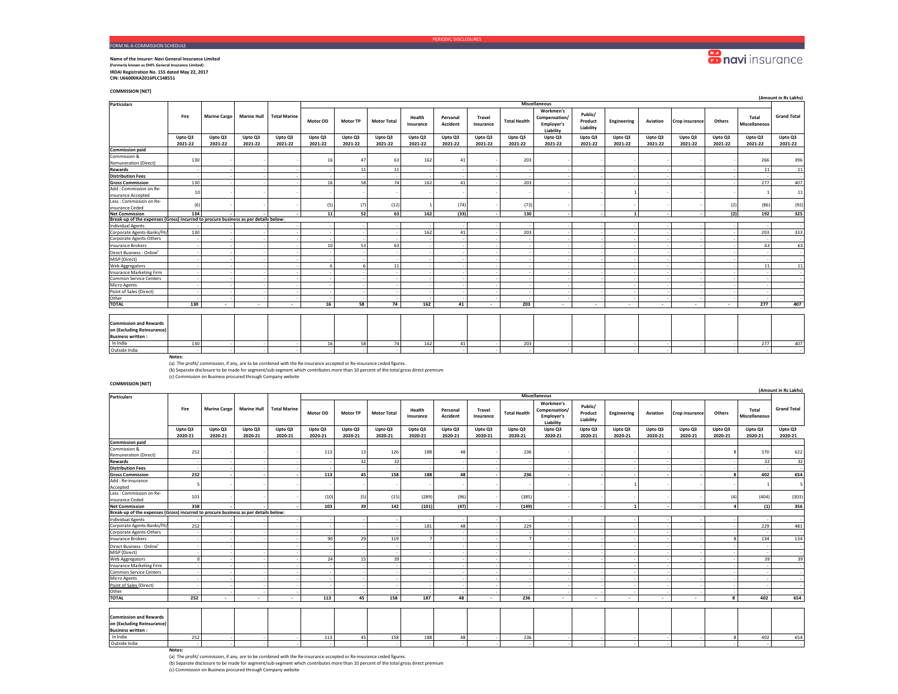FORM NL-6-COMMISSION SCHEDULE

**Name of the Insurer: Navi General Insurance Limited**
**(Formerly known as DHFL General Insurance Limited)**
**IRDAI Registration No. 155 dated May 22, 2017**
**CIN: U66000KA2016PLC148551**

**COMMISSION [NET]**

(Amount in Rs Lakhs)

| Particulars | Fire | Marine Cargo | Marine Hull | Total Marine | Miscellaneous | | | | | | | | | | | | | | Grand Total |
|---|---|---|---|---|---|---|---|---|---|---|---|---|---|---|---|---|---|---|---|
| | | | | | Motor OD | Motor TP | Motor Total | Health Insurance | Personal Accident | Travel Insurance | Total Health | Workmen's Compensation/ Employer's Liability | Public/ Product Liability | Engineering | Aviation | Crop insurance | Others | Total Miscellaneous | |
| | Upto Q3 2021-22 | Upto Q3 2021-22 | Upto Q3 2021-22 | Upto Q3 2021-22 | Upto Q3 2021-22 | Upto Q3 2021-22 | Upto Q3 2021-22 | Upto Q3 2021-22 | Upto Q3 2021-22 | Upto Q3 2021-22 | Upto Q3 2021-22 | Upto Q3 2021-22 | Upto Q3 2021-22 | Upto Q3 2021-22 | Upto Q3 2021-22 | Upto Q3 2021-22 | Upto Q3 2021-22 | Upto Q3 2021-22 | Upto Q3 2021-22 |
| **Commission paid** | | | | | | | | | | | | | | | | | | | |
| Commission & Remuneration (Direct) | 130 | - | - | - | 16 | 47 | 63 | 162 | 41 | - | 203 | - | - | - | - | - | - | 266 | 396 |
| **Rewards** | - | - | - | - | - | 11 | 11 | - | - | - | - | - | - | - | - | - | - | 11 | 11 |
| **Distribution Fees** | - | - | - | - | - | - | - | - | - | - | - | - | - | - | - | - | - | - | - |
| **Gross Commission** | 130 | - | - | - | 16 | 58 | 74 | 162 | 41 | - | 203 | - | - | - | - | - | - | 277 | 407 |
| Add : Commission on Re-insurance Accepted | 10 | - | - | - | | | | - | - | - | - | - | - | 1 | - | - | - | 1 | 11 |
| Less : Commission on Re-insurance Ceded | (6) | - | - | - | (5) | (7) | (12) | 1 | (74) | - | (73) | - | - | - | - | - | (2) | (86) | (92) |
| **Net Commission** | **134** | **-** | **-** | **-** | **11** | **52** | **63** | **162** | **(33)** | **-** | **130** | **-** | **-** | **1** | **-** | **-** | **(2)** | **192** | **325** |
| **Break-up of the expenses (Gross) incurred to procure business as per details below:** | | | | | | | | | | | | | | | | | | | |
| Individual Agents | - | - | - | - | - | - | - | - | - | - | - | - | - | - | - | - | - | - | - |
| Corporate Agents-Banks/FII/ | 130 | - | - | - | - | - | - | 162 | 41 | - | 203 | - | - | - | - | - | - | 203 | 333 |
| Corporate Agents-Others | - | - | - | - | - | - | - | - | - | - | - | - | - | - | - | - | - | - | - |
| Insurance Brokers | - | - | - | - | 10 | 53 | 63 | - | - | - | - | - | - | - | - | - | - | 63 | 63 |
| Direct Business - Online[c] | - | - | - | - | - | - | - | - | - | - | - | - | - | - | - | - | - | - | - |
| MISP (Direct) | - | - | - | - | - | - | - | - | - | - | - | - | - | - | - | - | - | - | - |
| Web Aggregators | - | - | - | - | 6 | 6 | 11 | - | - | - | - | - | - | - | - | - | - | 11 | 11 |
| Insurance Marketing Firm | - | - | - | - | - | - | - | - | - | - | - | - | - | - | - | - | - | - | - |
| Common Service Centers | - | - | - | - | - | - | - | - | - | - | - | - | - | - | - | - | - | - | - |
| Micro Agents | - | - | - | - | - | - | - | - | - | - | - | - | - | - | - | - | - | - | - |
| Point of Sales (Direct) | - | - | - | - | - | - | - | - | - | - | - | - | - | - | - | - | - | - | - |
| Other | - | - | - | - | - | - | - | - | - | - | - | - | - | - | - | - | - | - | - |
| **TOTAL** | **130** | **-** | **-** | **-** | **16** | **58** | **74** | **162** | **41** | **-** | **203** | **-** | **-** | **-** | **-** | **-** | **-** | **277** | **407** |
| **Commission and Rewards on (Excluding Reinsurance) Business written :** | | | | | | | | | | | | | | | | | | | |
| In India | 130 | - | - | - | 16 | 58 | 74 | 162 | 41 | - | 203 | - | - | - | - | - | - | 277 | 407 |
| Outside India | - | - | - | - | - | - | - | - | - | - | - | - | - | - | - | - | - | - | - |

**Notes:**

(a) The profit/ commission, if any, are to be combined with the Re-insurance accepted or Re-insurance ceded figures.

(b) Separate disclosure to be made for segment/sub-segment which contributes more than 10 percent of the total gross direct premium

(c) Commission on Business procured through Company website

**COMMISSION [NET]**

(Amount in Rs Lakhs)

| Particulars | Fire | Marine Cargo | Marine Hull | Total Marine | Miscellaneous | | | | | | | | | | | | | | Grand Total |
|---|---|---|---|---|---|---|---|---|---|---|---|---|---|---|---|---|---|---|---|
| | | | | | Motor OD | Motor TP | Motor Total | Health Insurance | Personal Accident | Travel Insurance | Total Health | Workmen's Compensation/ Employer's Liability | Public/ Product Liability | Engineering | Aviation | Crop insurance | Others | Total Miscellaneous | |
| | Upto Q3 2020-21 | Upto Q3 2020-21 | Upto Q3 2020-21 | Upto Q3 2020-21 | Upto Q3 2020-21 | Upto Q3 2020-21 | Upto Q3 2020-21 | Upto Q3 2020-21 | Upto Q3 2020-21 | Upto Q3 2020-21 | Upto Q3 2020-21 | Upto Q3 2020-21 | Upto Q3 2020-21 | Upto Q3 2020-21 | Upto Q3 2020-21 | Upto Q3 2020-21 | Upto Q3 2020-21 | Upto Q3 2020-21 | Upto Q3 2020-21 |
| **Commission paid** | | | | | | | | | | | | | | | | | | | |
| Commission & Remuneration (Direct) | 252 | - | - | - | 113 | 13 | 126 | 188 | 48 | - | 236 | - | - | - | - | - | 8 | 370 | 622 |
| **Rewards** | - | - | - | - | - | 32 | 32 | - | - | - | - | - | - | - | - | - | - | 32 | 32 |
| **Distribution Fees** | - | - | - | - | - | - | - | - | - | - | - | - | - | - | - | - | - | - | - |
| **Gross Commission** | **252** | **-** | **-** | **-** | **113** | **45** | **158** | **188** | **48** | **-** | **236** | **-** | **-** | **-** | **-** | **-** | **8** | **402** | **654** |
| Add : Re-insurance Accepted | 5 | - | - | - | - | - | - | - | - | - | - | - | - | 1 | - | - | - | 1 | 5 |
| Less : Commission on Re-insurance Ceded | 101 | - | - | - | (10) | (5) | (15) | (289) | (96) | - | (385) | - | - | - | - | - | (4) | (404) | (303) |
| **Net Commission** | **358** | **-** | **-** | **-** | **103** | **39** | **142** | **(101)** | **(47)** | **-** | **(149)** | **-** | **-** | **1** | **-** | **-** | **4** | **(1)** | **356** |
| **Break-up of the expenses (Gross) incurred to procure business as per details below:** | | | | | | | | | | | | | | | | | | | |
| Individual Agents | - | - | - | - | - | - | - | - | - | - | - | - | - | - | - | - | - | - | - |
| Corporate Agents-Banks/FII/ | 252 | - | - | - | - | - | - | 181 | 48 | - | 229 | - | - | - | - | - | - | 229 | 481 |
| Corporate Agents-Others | - | - | - | - | - | - | - | - | - | - | - | - | - | - | - | - | - | - | - |
| Insurance Brokers | - | - | - | - | 90 | 29 | 119 | 7 | - | - | 7 | - | - | - | - | - | 8 | 134 | 134 |
| Direct Business - Online[c] | - | - | - | - | - | - | - | - | - | - | - | - | - | - | - | - | - | - | - |
| MISP (Direct) | - | - | - | - | - | - | - | - | - | - | - | - | - | - | - | - | - | - | - |
| Web Aggregators | 0 | - | - | - | 24 | 15 | 39 | - | - | - | - | - | - | - | - | - | - | 39 | 39 |
| Insurance Marketing Firm | - | - | - | - | - | - | - | - | - | - | - | - | - | - | - | - | - | - | - |
| Common Service Centers | - | - | - | - | - | - | - | - | - | - | - | - | - | - | - | - | - | - | - |
| Micro Agents | - | - | - | - | - | - | - | - | - | - | - | - | - | - | - | - | - | - | - |
| Point of Sales (Direct) | - | - | - | - | - | - | - | - | - | - | - | - | - | - | - | - | - | - | - |
| Other | - | - | - | - | - | - | - | - | - | - | - | - | - | - | - | - | - | - | - |
| **TOTAL** | **252** | **-** | **-** | **-** | **113** | **45** | **158** | **187** | **48** | **-** | **236** | **-** | **-** | **-** | **-** | **-** | **8** | **402** | **654** |
| **Commission and Rewards on (Excluding Reinsurance) Business written :** | | | | | | | | | | | | | | | | | | | |
| In India | 252 | - | - | - | 113 | 45 | 158 | 188 | 48 | - | 236 | - | - | - | - | - | 8 | 402 | 654 |
| Outside India | - | - | - | - | - | - | - | - | - | - | - | - | - | - | - | - | - | - | - |

**Notes:**

(a) The profit/ commission, if any, are to be combined with the Re-insurance accepted or Re-insurance ceded figures.

(b) Separate disclosure to be made for segment/sub-segment which contributes more than 10 percent of the total gross direct premium

(c) Commission on Business procured through Company website